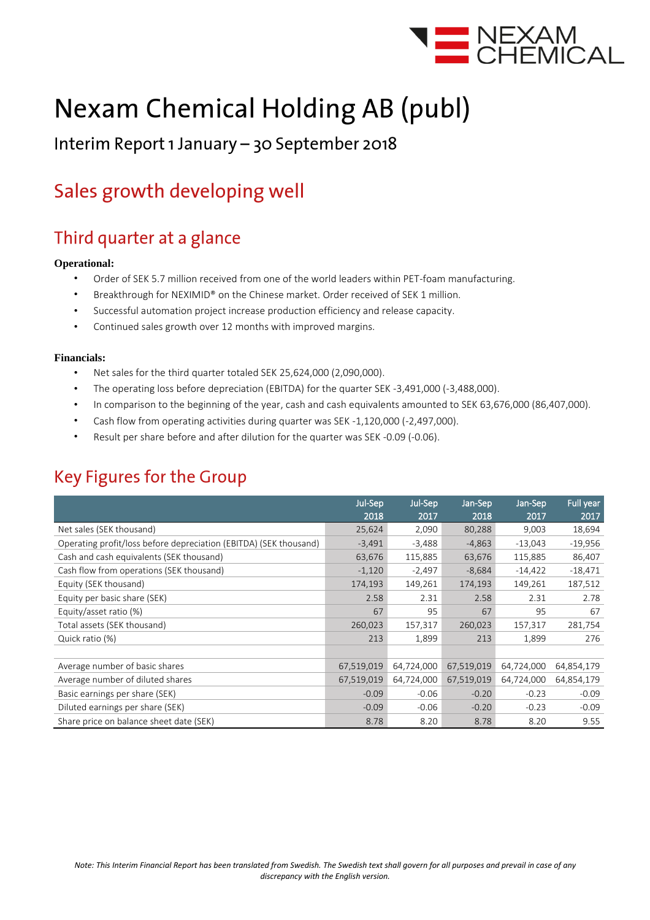# Nexam Chemical Holding AB (publ)

Interim Report 1 January – 30 September 2018

## Sales growth developing well

## Third quarter at a glance

**Operational:**

- Order of SEK 5.7 million received from one of the world leaders within PET-foam manufacturing.
- Breakthrough for NEXIMID® on the Chinese market. Order received of SEK 1 million.
- Successful automation project increase production efficiency and release capacity.
- Continued sales growth over 12 months with improved margins.

**Financials:**

- Net sales for the third quarter totaled SEK 25,624,000 (2,090,000).
- The operating loss before depreciation (EBITDA) for the quarter SEK -3,491,000 (-3,488,000).
- In comparison to the beginning of the year, cash and cash equivalents amounted to SEK 63,676,000 (86,407,000).
- Cash flow from operating activities during quarter was SEK -1,120,000 (-2,497,000).
- Result per share before and after dilution for the quarter was SEK -0.09 (-0.06).

## Key Figures for the Group

| | Jul-Sep 2018 | Jul-Sep 2017 | Jan-Sep 2018 | Jan-Sep 2017 | Full year 2017 |
|---|---|---|---|---|---|
| Net sales (SEK thousand) | 25,624 | 2,090 | 80,288 | 9,003 | 18,694 |
| Operating profit/loss before depreciation (EBITDA) (SEK thousand) | -3,491 | -3,488 | -4,863 | -13,043 | -19,956 |
| Cash and cash equivalents (SEK thousand) | 63,676 | 115,885 | 63,676 | 115,885 | 86,407 |
| Cash flow from operations (SEK thousand) | -1,120 | -2,497 | -8,684 | -14,422 | -18,471 |
| Equity (SEK thousand) | 174,193 | 149,261 | 174,193 | 149,261 | 187,512 |
| Equity per basic share (SEK) | 2.58 | 2.31 | 2.58 | 2.31 | 2.78 |
| Equity/asset ratio (%) | 67 | 95 | 67 | 95 | 67 |
| Total assets (SEK thousand) | 260,023 | 157,317 | 260,023 | 157,317 | 281,754 |
| Quick ratio (%) | 213 | 1,899 | 213 | 1,899 | 276 |
| | | | | | |
| Average number of basic shares | 67,519,019 | 64,724,000 | 67,519,019 | 64,724,000 | 64,854,179 |
| Average number of diluted shares | 67,519,019 | 64,724,000 | 67,519,019 | 64,724,000 | 64,854,179 |
| Basic earnings per share (SEK) | -0.09 | -0.06 | -0.20 | -0.23 | -0.09 |
| Diluted earnings per share (SEK) | -0.09 | -0.06 | -0.20 | -0.23 | -0.09 |
| Share price on balance sheet date (SEK) | 8.78 | 8.20 | 8.78 | 8.20 | 9.55 |

*Note: This Interim Financial Report has been translated from Swedish. The Swedish text shall govern for all purposes and prevail in case of any discrepancy with the English version.*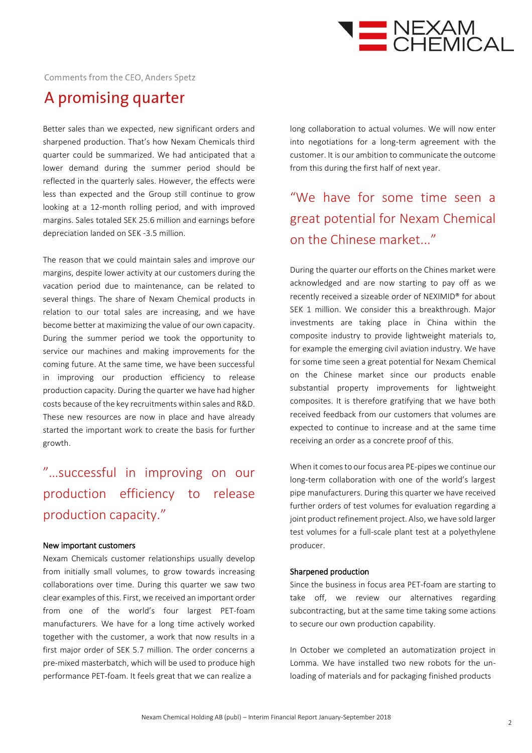Comments from the CEO, Anders Spetz

# A promising quarter

Better sales than we expected, new significant orders and sharpened production. That's how Nexam Chemicals third quarter could be summarized. We had anticipated that a lower demand during the summer period should be reflected in the quarterly sales. However, the effects were less than expected and the Group still continue to grow looking at a 12-month rolling period, and with improved margins. Sales totaled SEK 25.6 million and earnings before depreciation landed on SEK -3.5 million.

The reason that we could maintain sales and improve our margins, despite lower activity at our customers during the vacation period due to maintenance, can be related to several things. The share of Nexam Chemical products in relation to our total sales are increasing, and we have become better at maximizing the value of our own capacity. During the summer period we took the opportunity to service our machines and making improvements for the coming future. At the same time, we have been successful in improving our production efficiency to release production capacity. During the quarter we have had higher costs because of the key recruitments within sales and R&D. These new resources are now in place and have already started the important work to create the basis for further growth.

> "...successful in improving on our production efficiency to release production capacity."

**New important customers**

Nexam Chemicals customer relationships usually develop from initially small volumes, to grow towards increasing collaborations over time. During this quarter we saw two clear examples of this. First, we received an important order from one of the world's four largest PET-foam manufacturers. We have for a long time actively worked together with the customer, a work that now results in a first major order of SEK 5.7 million. The order concerns a pre-mixed masterbatch, which will be used to produce high performance PET-foam. It feels great that we can realize a long collaboration to actual volumes. We will now enter into negotiations for a long-term agreement with the customer. It is our ambition to communicate the outcome from this during the first half of next year.

> "We have for some time seen a great potential for Nexam Chemical on the Chinese market..."

During the quarter our efforts on the Chines market were acknowledged and are now starting to pay off as we recently received a sizeable order of NEXIMID® for about SEK 1 million. We consider this a breakthrough. Major investments are taking place in China within the composite industry to provide lightweight materials to, for example the emerging civil aviation industry. We have for some time seen a great potential for Nexam Chemical on the Chinese market since our products enable substantial property improvements for lightweight composites. It is therefore gratifying that we have both received feedback from our customers that volumes are expected to continue to increase and at the same time receiving an order as a concrete proof of this.

When it comes to our focus area PE-pipes we continue our long-term collaboration with one of the world's largest pipe manufacturers. During this quarter we have received further orders of test volumes for evaluation regarding a joint product refinement project. Also, we have sold larger test volumes for a full-scale plant test at a polyethylene producer.

**Sharpened production**

Since the business in focus area PET-foam are starting to take off, we review our alternatives regarding subcontracting, but at the same time taking some actions to secure our own production capability.

In October we completed an automatization project in Lomma. We have installed two new robots for the un-loading of materials and for packaging finished products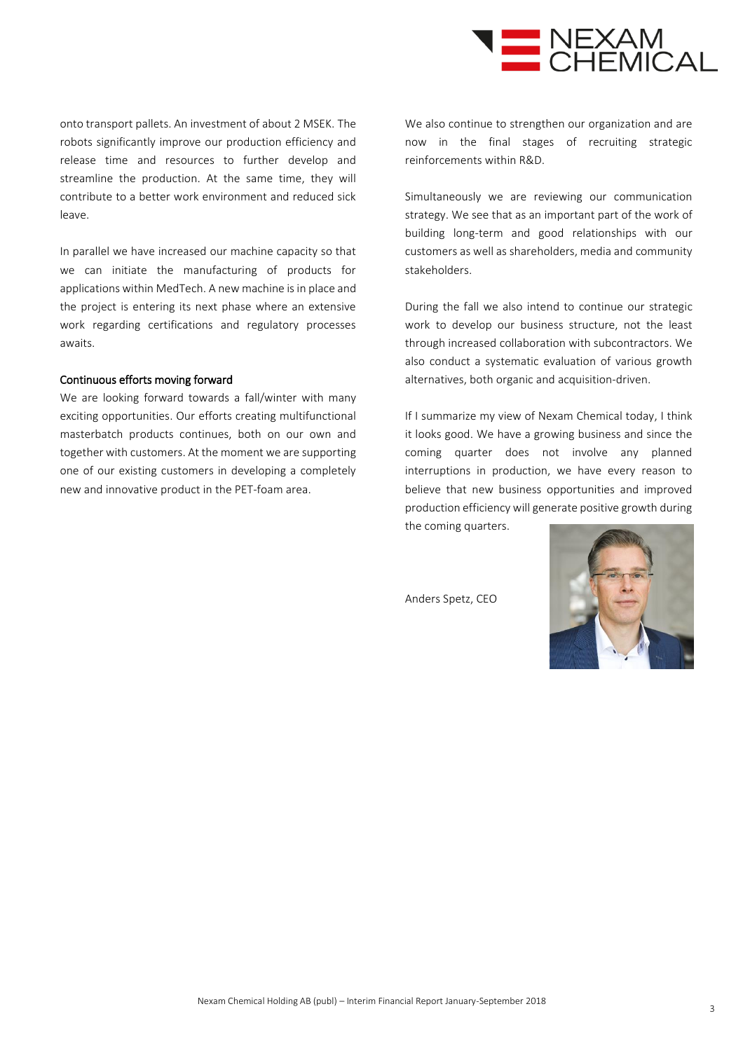onto transport pallets. An investment of about 2 MSEK. The robots significantly improve our production efficiency and release time and resources to further develop and streamline the production. At the same time, they will contribute to a better work environment and reduced sick leave.

In parallel we have increased our machine capacity so that we can initiate the manufacturing of products for applications within MedTech. A new machine is in place and the project is entering its next phase where an extensive work regarding certifications and regulatory processes awaits.

### Continuous efforts moving forward

We are looking forward towards a fall/winter with many exciting opportunities. Our efforts creating multifunctional masterbatch products continues, both on our own and together with customers. At the moment we are supporting one of our existing customers in developing a completely new and innovative product in the PET-foam area.

We also continue to strengthen our organization and are now in the final stages of recruiting strategic reinforcements within R&D.

Simultaneously we are reviewing our communication strategy. We see that as an important part of the work of building long-term and good relationships with our customers as well as shareholders, media and community stakeholders.

During the fall we also intend to continue our strategic work to develop our business structure, not the least through increased collaboration with subcontractors. We also conduct a systematic evaluation of various growth alternatives, both organic and acquisition-driven.

If I summarize my view of Nexam Chemical today, I think it looks good. We have a growing business and since the coming quarter does not involve any planned interruptions in production, we have every reason to believe that new business opportunities and improved production efficiency will generate positive growth during the coming quarters.

Anders Spetz, CEO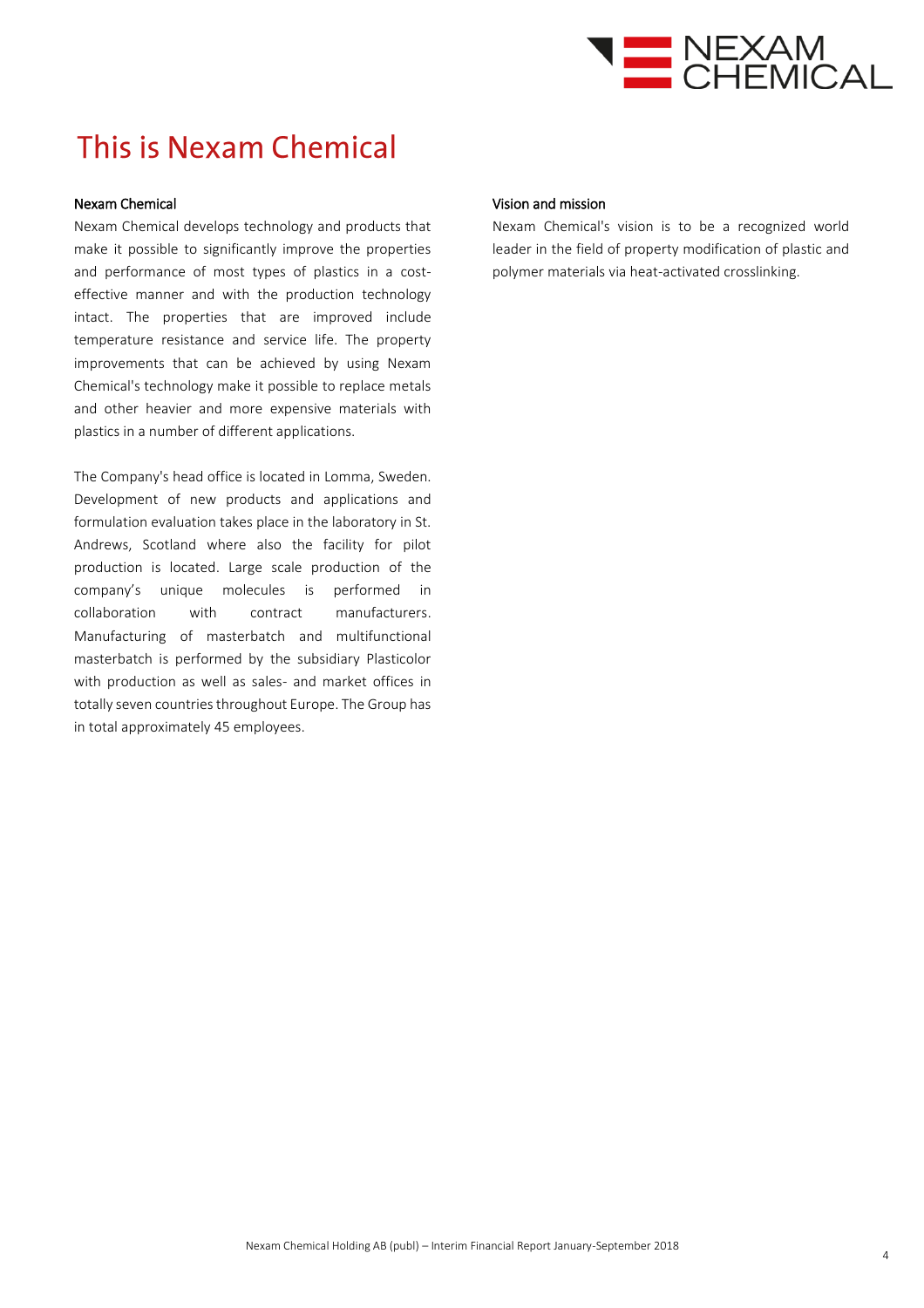# This is Nexam Chemical

### Nexam Chemical

Nexam Chemical develops technology and products that make it possible to significantly improve the properties and performance of most types of plastics in a cost-effective manner and with the production technology intact. The properties that are improved include temperature resistance and service life. The property improvements that can be achieved by using Nexam Chemical's technology make it possible to replace metals and other heavier and more expensive materials with plastics in a number of different applications.

The Company's head office is located in Lomma, Sweden. Development of new products and applications and formulation evaluation takes place in the laboratory in St. Andrews, Scotland where also the facility for pilot production is located. Large scale production of the company's unique molecules is performed in collaboration with contract manufacturers. Manufacturing of masterbatch and multifunctional masterbatch is performed by the subsidiary Plasticolor with production as well as sales- and market offices in totally seven countries throughout Europe. The Group has in total approximately 45 employees.

### Vision and mission

Nexam Chemical's vision is to be a recognized world leader in the field of property modification of plastic and polymer materials via heat-activated crosslinking.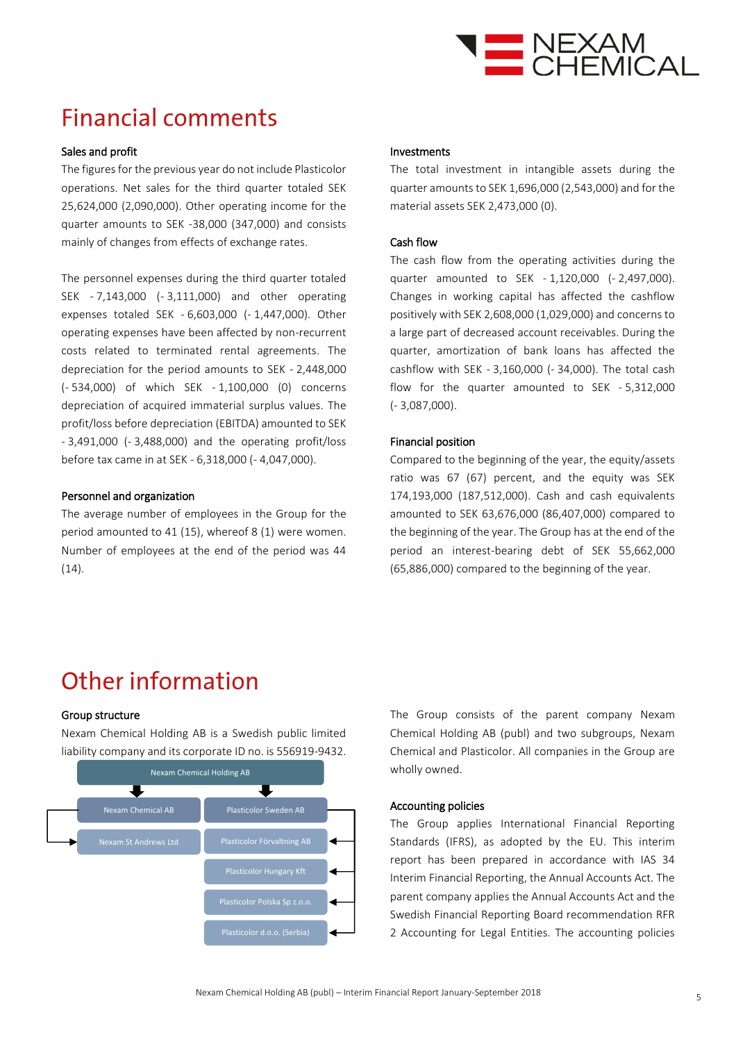# Financial comments

### Sales and profit

The figures for the previous year do not include Plasticolor operations. Net sales for the third quarter totaled SEK 25,624,000 (2,090,000). Other operating income for the quarter amounts to SEK -38,000 (347,000) and consists mainly of changes from effects of exchange rates.

The personnel expenses during the third quarter totaled SEK - 7,143,000 (- 3,111,000) and other operating expenses totaled SEK - 6,603,000 (- 1,447,000). Other operating expenses have been affected by non-recurrent costs related to terminated rental agreements. The depreciation for the period amounts to SEK - 2,448,000 (- 534,000) of which SEK - 1,100,000 (0) concerns depreciation of acquired immaterial surplus values. The profit/loss before depreciation (EBITDA) amounted to SEK - 3,491,000 (- 3,488,000) and the operating profit/loss before tax came in at SEK - 6,318,000 (- 4,047,000).

### Personnel and organization

The average number of employees in the Group for the period amounted to 41 (15), whereof 8 (1) were women. Number of employees at the end of the period was 44 (14).

### Investments

The total investment in intangible assets during the quarter amounts to SEK 1,696,000 (2,543,000) and for the material assets SEK 2,473,000 (0).

### Cash flow

The cash flow from the operating activities during the quarter amounted to SEK - 1,120,000 (- 2,497,000). Changes in working capital has affected the cashflow positively with SEK 2,608,000 (1,029,000) and concerns to a large part of decreased account receivables. During the quarter, amortization of bank loans has affected the cashflow with SEK - 3,160,000 (- 34,000). The total cash flow for the quarter amounted to SEK - 5,312,000 (- 3,087,000).

### Financial position

Compared to the beginning of the year, the equity/assets ratio was 67 (67) percent, and the equity was SEK 174,193,000 (187,512,000). Cash and cash equivalents amounted to SEK 63,676,000 (86,407,000) compared to the beginning of the year. The Group has at the end of the period an interest-bearing debt of SEK 55,662,000 (65,886,000) compared to the beginning of the year.

# Other information

### Group structure

Nexam Chemical Holding AB is a Swedish public limited liability company and its corporate ID no. is 556919-9432.

- Nexam Chemical Holding AB
  - Nexam Chemical AB
    - Nexam St Andrews Ltd
  - Plasticolor Sweden AB
    - Plasticolor Förvaltning AB
    - Plasticolor Hungary Kft
    - Plasticolor Polska Sp z.o.o.
    - Plasticolor d.o.o. (Serbia)

The Group consists of the parent company Nexam Chemical Holding AB (publ) and two subgroups, Nexam Chemical and Plasticolor. All companies in the Group are wholly owned.

### Accounting policies

The Group applies International Financial Reporting Standards (IFRS), as adopted by the EU. This interim report has been prepared in accordance with IAS 34 Interim Financial Reporting, the Annual Accounts Act. The parent company applies the Annual Accounts Act and the Swedish Financial Reporting Board recommendation RFR 2 Accounting for Legal Entities. The accounting policies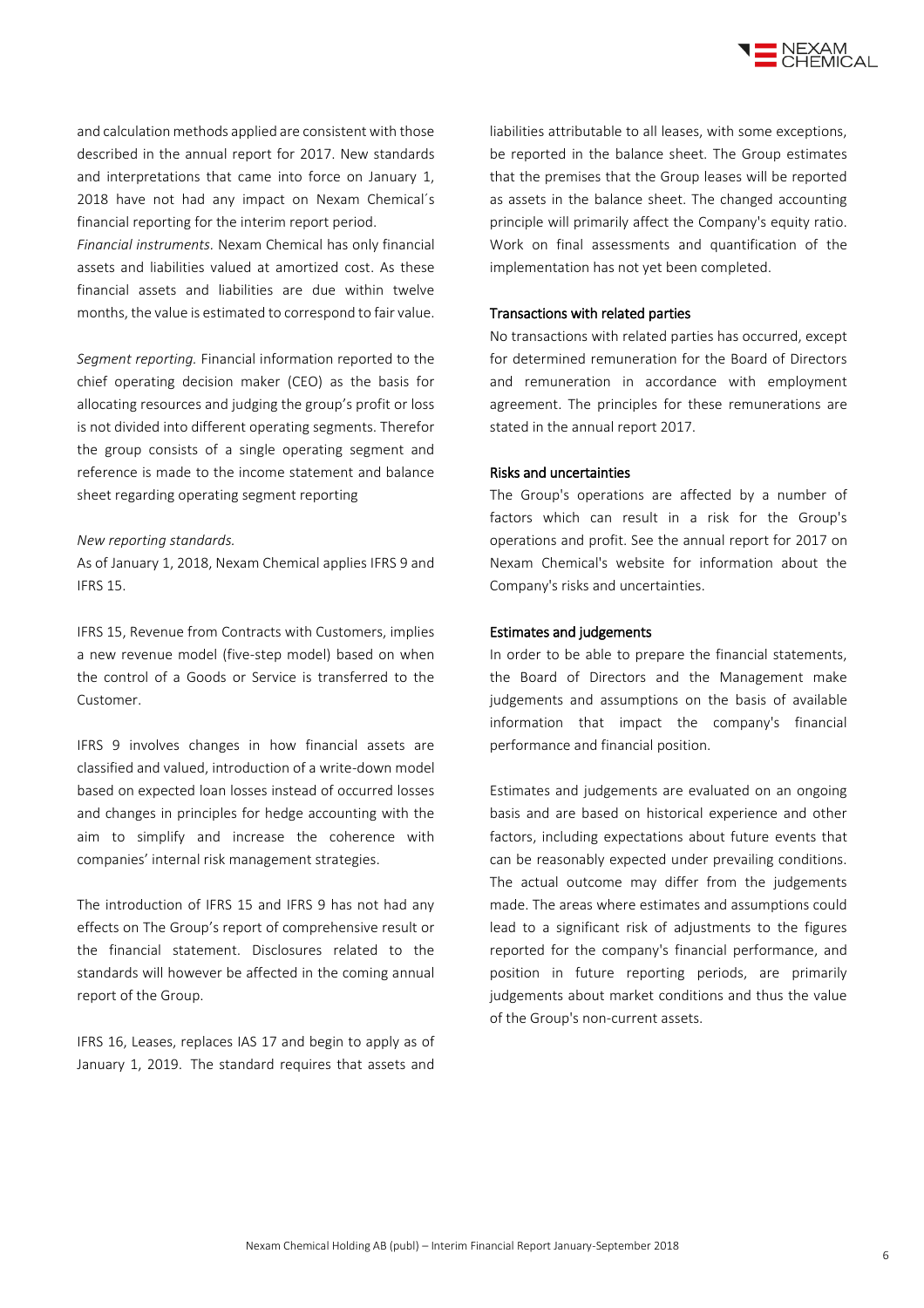and calculation methods applied are consistent with those described in the annual report for 2017. New standards and interpretations that came into force on January 1, 2018 have not had any impact on Nexam Chemical´s financial reporting for the interim report period.

*Financial instruments.* Nexam Chemical has only financial assets and liabilities valued at amortized cost. As these financial assets and liabilities are due within twelve months, the value is estimated to correspond to fair value.

*Segment reporting.* Financial information reported to the chief operating decision maker (CEO) as the basis for allocating resources and judging the group's profit or loss is not divided into different operating segments. Therefor the group consists of a single operating segment and reference is made to the income statement and balance sheet regarding operating segment reporting

*New reporting standards.*

As of January 1, 2018, Nexam Chemical applies IFRS 9 and IFRS 15.

IFRS 15, Revenue from Contracts with Customers, implies a new revenue model (five-step model) based on when the control of a Goods or Service is transferred to the Customer.

IFRS 9 involves changes in how financial assets are classified and valued, introduction of a write-down model based on expected loan losses instead of occurred losses and changes in principles for hedge accounting with the aim to simplify and increase the coherence with companies' internal risk management strategies.

The introduction of IFRS 15 and IFRS 9 has not had any effects on The Group's report of comprehensive result or the financial statement. Disclosures related to the standards will however be affected in the coming annual report of the Group.

IFRS 16, Leases, replaces IAS 17 and begin to apply as of January 1, 2019. The standard requires that assets and liabilities attributable to all leases, with some exceptions, be reported in the balance sheet. The Group estimates that the premises that the Group leases will be reported as assets in the balance sheet. The changed accounting principle will primarily affect the Company's equity ratio. Work on final assessments and quantification of the implementation has not yet been completed.

## Transactions with related parties

No transactions with related parties has occurred, except for determined remuneration for the Board of Directors and remuneration in accordance with employment agreement. The principles for these remunerations are stated in the annual report 2017.

## Risks and uncertainties

The Group's operations are affected by a number of factors which can result in a risk for the Group's operations and profit. See the annual report for 2017 on Nexam Chemical's website for information about the Company's risks and uncertainties.

## Estimates and judgements

In order to be able to prepare the financial statements, the Board of Directors and the Management make judgements and assumptions on the basis of available information that impact the company's financial performance and financial position.

Estimates and judgements are evaluated on an ongoing basis and are based on historical experience and other factors, including expectations about future events that can be reasonably expected under prevailing conditions. The actual outcome may differ from the judgements made. The areas where estimates and assumptions could lead to a significant risk of adjustments to the figures reported for the company's financial performance, and position in future reporting periods, are primarily judgements about market conditions and thus the value of the Group's non-current assets.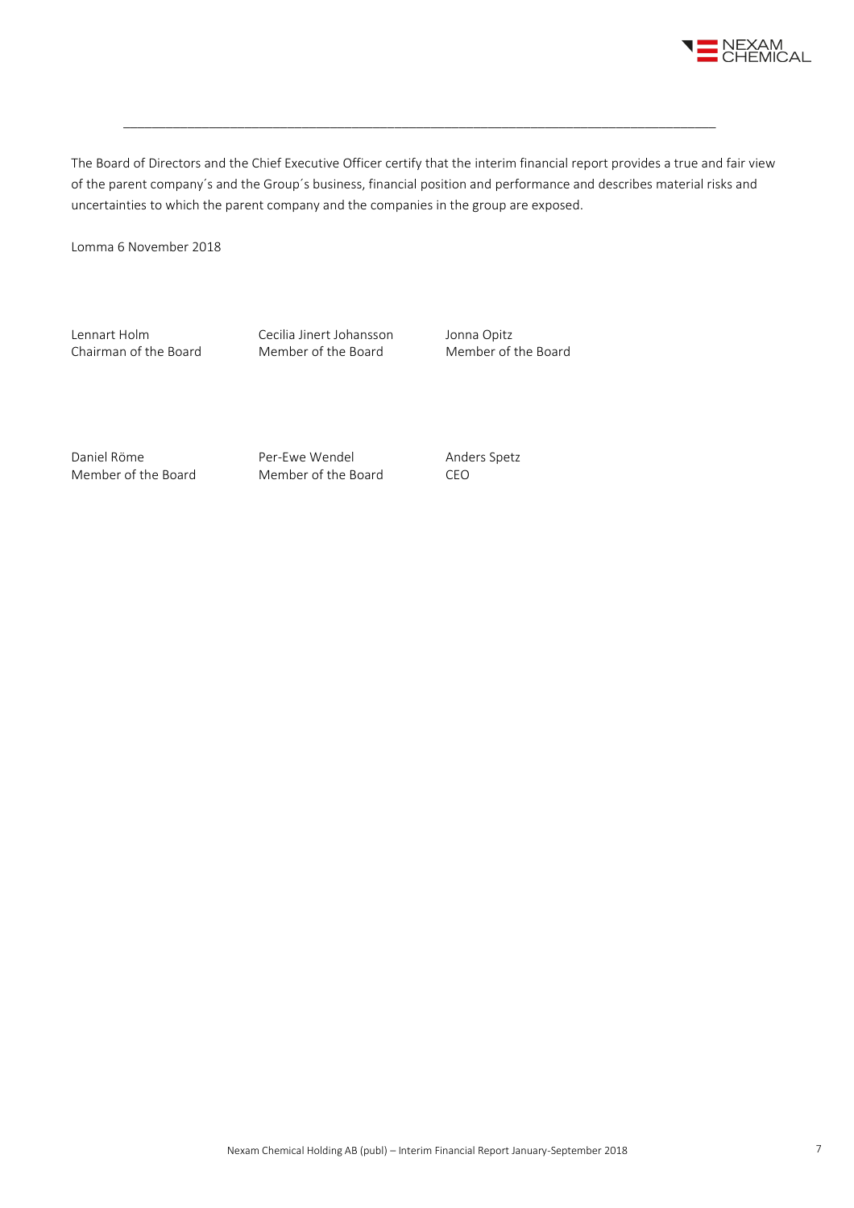The Board of Directors and the Chief Executive Officer certify that the interim financial report provides a true and fair view of the parent company´s and the Group´s business, financial position and performance and describes material risks and uncertainties to which the parent company and the companies in the group are exposed.

Lomma 6 November 2018

| | | |
|---|---|---|
| Lennart Holm<br>Chairman of the Board | Cecilia Jinert Johansson<br>Member of the Board | Jonna Opitz<br>Member of the Board |
| Daniel Röme<br>Member of the Board | Per-Ewe Wendel<br>Member of the Board | Anders Spetz<br>CEO |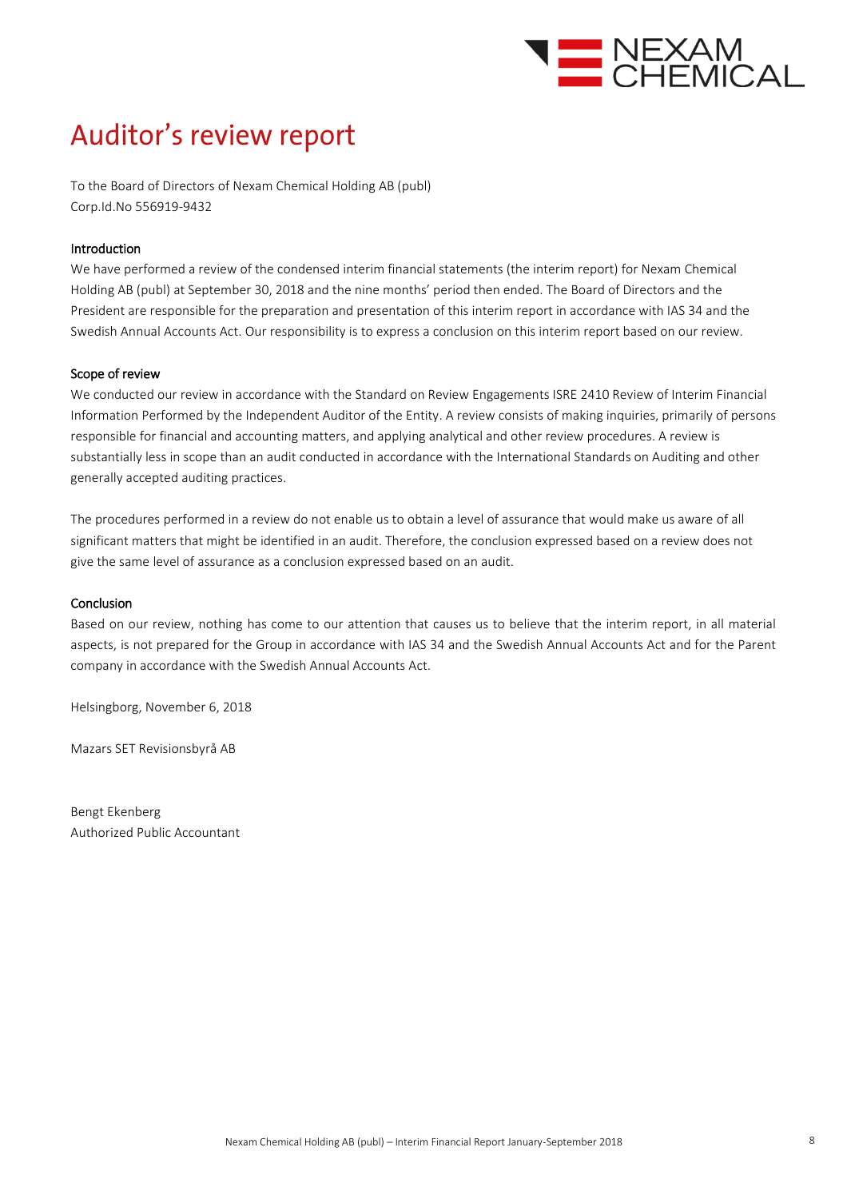# Auditor's review report

To the Board of Directors of Nexam Chemical Holding AB (publ)
Corp.Id.No 556919-9432

### Introduction

We have performed a review of the condensed interim financial statements (the interim report) for Nexam Chemical Holding AB (publ) at September 30, 2018 and the nine months' period then ended. The Board of Directors and the President are responsible for the preparation and presentation of this interim report in accordance with IAS 34 and the Swedish Annual Accounts Act. Our responsibility is to express a conclusion on this interim report based on our review.

### Scope of review

We conducted our review in accordance with the Standard on Review Engagements ISRE 2410 Review of Interim Financial Information Performed by the Independent Auditor of the Entity. A review consists of making inquiries, primarily of persons responsible for financial and accounting matters, and applying analytical and other review procedures. A review is substantially less in scope than an audit conducted in accordance with the International Standards on Auditing and other generally accepted auditing practices.

The procedures performed in a review do not enable us to obtain a level of assurance that would make us aware of all significant matters that might be identified in an audit. Therefore, the conclusion expressed based on a review does not give the same level of assurance as a conclusion expressed based on an audit.

### Conclusion

Based on our review, nothing has come to our attention that causes us to believe that the interim report, in all material aspects, is not prepared for the Group in accordance with IAS 34 and the Swedish Annual Accounts Act and for the Parent company in accordance with the Swedish Annual Accounts Act.

Helsingborg, November 6, 2018

Mazars SET Revisionsbyrå AB

Bengt Ekenberg
Authorized Public Accountant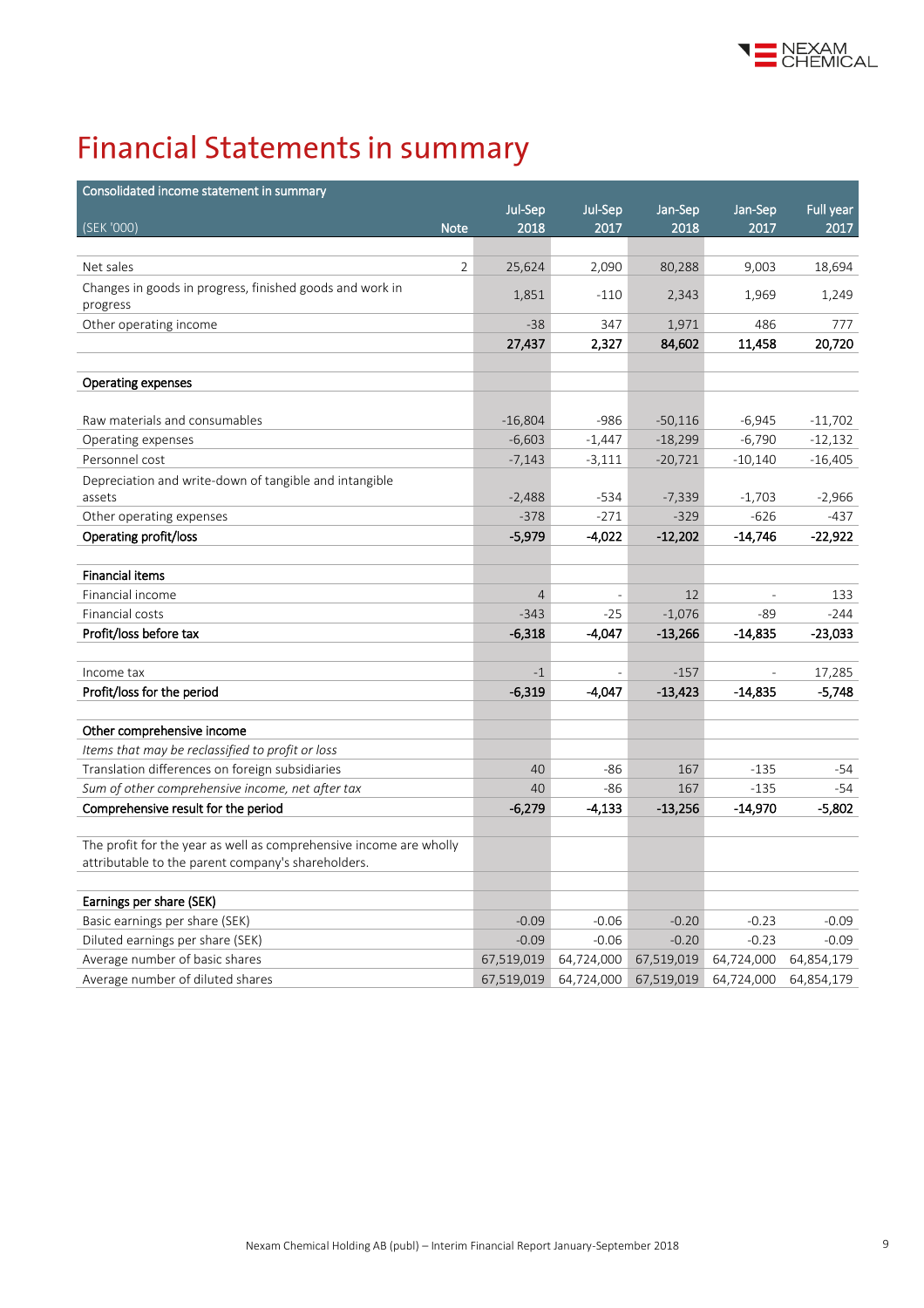# Financial Statements in summary

| Consolidated income statement in summary (SEK '000) | Note | Jul-Sep 2018 | Jul-Sep 2017 | Jan-Sep 2018 | Jan-Sep 2017 | Full year 2017 |
|---|---|---|---|---|---|---|
| Net sales | 2 | 25,624 | 2,090 | 80,288 | 9,003 | 18,694 |
| Changes in goods in progress, finished goods and work in progress | | 1,851 | -110 | 2,343 | 1,969 | 1,249 |
| Other operating income | | -38 | 347 | 1,971 | 486 | 777 |
| | | **27,437** | **2,327** | **84,602** | **11,458** | **20,720** |
| | | | | | | |
| **Operating expenses** | | | | | | |
| | | | | | | |
| Raw materials and consumables | | -16,804 | -986 | -50,116 | -6,945 | -11,702 |
| Operating expenses | | -6,603 | -1,447 | -18,299 | -6,790 | -12,132 |
| Personnel cost | | -7,143 | -3,111 | -20,721 | -10,140 | -16,405 |
| Depreciation and write-down of tangible and intangible assets | | -2,488 | -534 | -7,339 | -1,703 | -2,966 |
| Other operating expenses | | -378 | -271 | -329 | -626 | -437 |
| **Operating profit/loss** | | **-5,979** | **-4,022** | **-12,202** | **-14,746** | **-22,922** |
| | | | | | | |
| **Financial items** | | | | | | |
| Financial income | | 4 | - | 12 | - | 133 |
| Financial costs | | -343 | -25 | -1,076 | -89 | -244 |
| **Profit/loss before tax** | | **-6,318** | **-4,047** | **-13,266** | **-14,835** | **-23,033** |
| | | | | | | |
| Income tax | | -1 | - | -157 | - | 17,285 |
| **Profit/loss for the period** | | **-6,319** | **-4,047** | **-13,423** | **-14,835** | **-5,748** |
| | | | | | | |
| **Other comprehensive income** | | | | | | |
| *Items that may be reclassified to profit or loss* | | | | | | |
| Translation differences on foreign subsidiaries | | 40 | -86 | 167 | -135 | -54 |
| *Sum of other comprehensive income, net after tax* | | 40 | -86 | 167 | -135 | -54 |
| **Comprehensive result for the period** | | **-6,279** | **-4,133** | **-13,256** | **-14,970** | **-5,802** |
| | | | | | | |
| The profit for the year as well as comprehensive income are wholly attributable to the parent company's shareholders. | | | | | | |
| | | | | | | |
| **Earnings per share (SEK)** | | | | | | |
| Basic earnings per share (SEK) | | -0.09 | -0.06 | -0.20 | -0.23 | -0.09 |
| Diluted earnings per share (SEK) | | -0.09 | -0.06 | -0.20 | -0.23 | -0.09 |
| Average number of basic shares | | 67,519,019 | 64,724,000 | 67,519,019 | 64,724,000 | 64,854,179 |
| Average number of diluted shares | | 67,519,019 | 64,724,000 | 67,519,019 | 64,724,000 | 64,854,179 |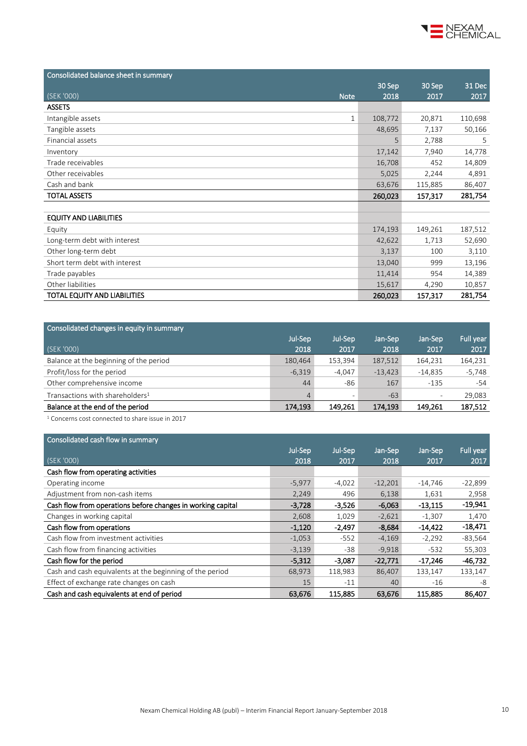## Consolidated balance sheet in summary

| (SEK '000) | Note | 30 Sep 2018 | 30 Sep 2017 | 31 Dec 2017 |
|---|---|---|---|---|
| **ASSETS** | | | | |
| Intangible assets | 1 | 108,772 | 20,871 | 110,698 |
| Tangible assets | | 48,695 | 7,137 | 50,166 |
| Financial assets | | 5 | 2,788 | 5 |
| Inventory | | 17,142 | 7,940 | 14,778 |
| Trade receivables | | 16,708 | 452 | 14,809 |
| Other receivables | | 5,025 | 2,244 | 4,891 |
| Cash and bank | | 63,676 | 115,885 | 86,407 |
| **TOTAL ASSETS** | | **260,023** | **157,317** | **281,754** |
| | | | | |
| **EQUITY AND LIABILITIES** | | | | |
| Equity | | 174,193 | 149,261 | 187,512 |
| Long-term debt with interest | | 42,622 | 1,713 | 52,690 |
| Other long-term debt | | 3,137 | 100 | 3,110 |
| Short term debt with interest | | 13,040 | 999 | 13,196 |
| Trade payables | | 11,414 | 954 | 14,389 |
| Other liabilities | | 15,617 | 4,290 | 10,857 |
| **TOTAL EQUITY AND LIABILITIES** | | **260,023** | **157,317** | **281,754** |

## Consolidated changes in equity in summary

| (SEK '000) | Jul-Sep 2018 | Jul-Sep 2017 | Jan-Sep 2018 | Jan-Sep 2017 | Full year 2017 |
|---|---|---|---|---|---|
| Balance at the beginning of the period | 180,464 | 153,394 | 187,512 | 164,231 | 164,231 |
| Profit/loss for the period | -6,319 | -4,047 | -13,423 | -14,835 | -5,748 |
| Other comprehensive income | 44 | -86 | 167 | -135 | -54 |
| Transactions with shareholders[1] | 4 | - | -63 | - | 29,083 |
| **Balance at the end of the period** | **174,193** | **149,261** | **174,193** | **149,261** | **187,512** |

[1] Concerns cost connected to share issue in 2017

## Consolidated cash flow in summary

| (SEK '000) | Jul-Sep 2018 | Jul-Sep 2017 | Jan-Sep 2018 | Jan-Sep 2017 | Full year 2017 |
|---|---|---|---|---|---|
| **Cash flow from operating activities** | | | | | |
| Operating income | -5,977 | -4,022 | -12,201 | -14,746 | -22,899 |
| Adjustment from non-cash items | 2,249 | 496 | 6,138 | 1,631 | 2,958 |
| **Cash flow from operations before changes in working capital** | **-3,728** | **-3,526** | **-6,063** | **-13,115** | **-19,941** |
| Changes in working capital | 2,608 | 1,029 | -2,621 | -1,307 | 1,470 |
| **Cash flow from operations** | **-1,120** | **-2,497** | **-8,684** | **-14,422** | **-18,471** |
| Cash flow from investment activities | -1,053 | -552 | -4,169 | -2,292 | -83,564 |
| Cash flow from financing activities | -3,139 | -38 | -9,918 | -532 | 55,303 |
| **Cash flow for the period** | **-5,312** | **-3,087** | **-22,771** | **-17,246** | **-46,732** |
| Cash and cash equivalents at the beginning of the period | 68,973 | 118,983 | 86,407 | 133,147 | 133,147 |
| Effect of exchange rate changes on cash | 15 | -11 | 40 | -16 | -8 |
| **Cash and cash equivalents at end of period** | **63,676** | **115,885** | **63,676** | **115,885** | **86,407** |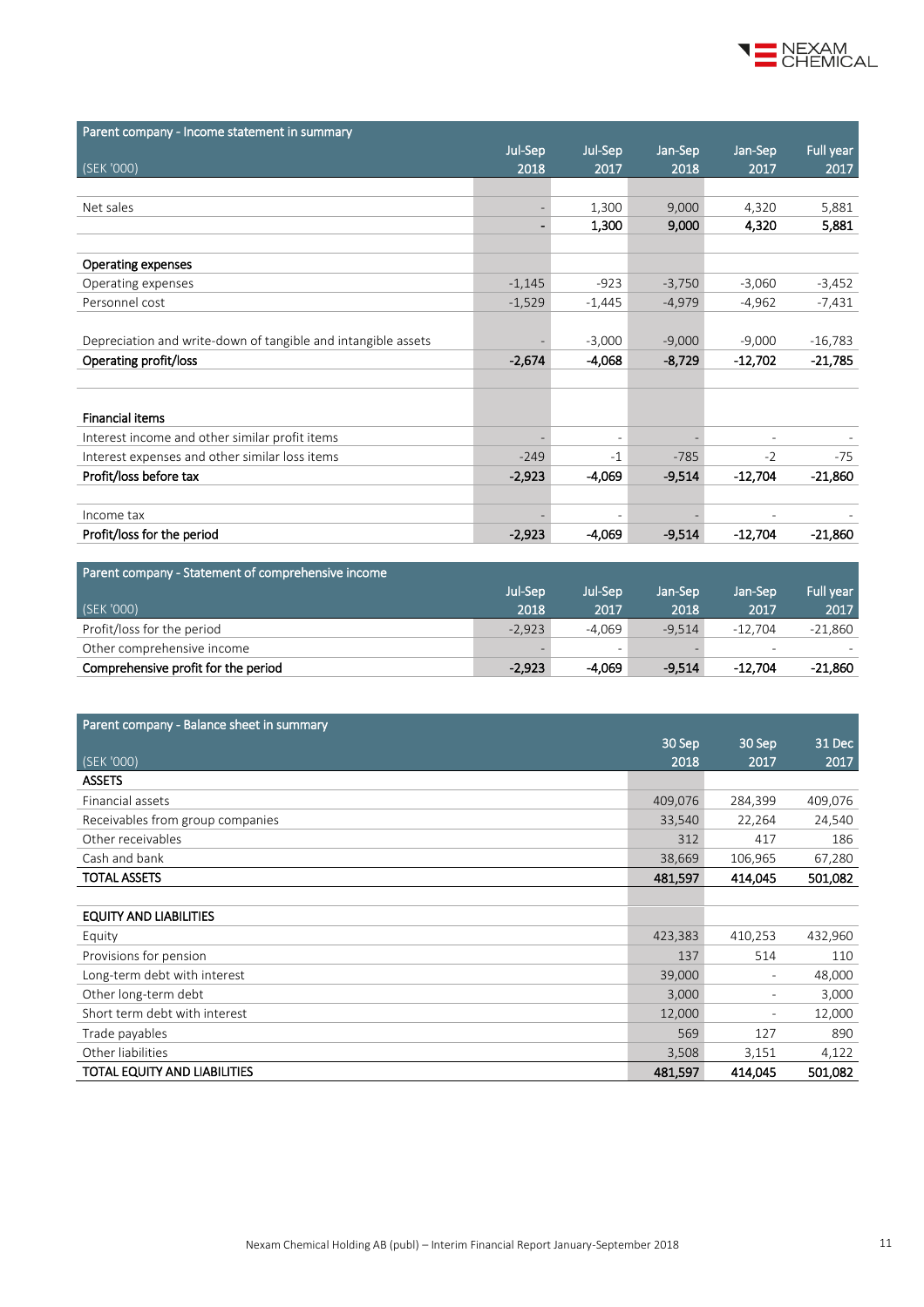| Parent company - Income statement in summary<br>(SEK '000) | Jul-Sep 2018 | Jul-Sep 2017 | Jan-Sep 2018 | Jan-Sep 2017 | Full year 2017 |
|---|---|---|---|---|---|
| Net sales | - | 1,300 | 9,000 | 4,320 | 5,881 |
| | **-** | **1,300** | **9,000** | **4,320** | **5,881** |
| **Operating expenses** | | | | | |
| Operating expenses | -1,145 | -923 | -3,750 | -3,060 | -3,452 |
| Personnel cost | -1,529 | -1,445 | -4,979 | -4,962 | -7,431 |
| Depreciation and write-down of tangible and intangible assets | - | -3,000 | -9,000 | -9,000 | -16,783 |
| **Operating profit/loss** | **-2,674** | **-4,068** | **-8,729** | **-12,702** | **-21,785** |
| **Financial items** | | | | | |
| Interest income and other similar profit items | - | - | - | - | - |
| Interest expenses and other similar loss items | -249 | -1 | -785 | -2 | -75 |
| **Profit/loss before tax** | **-2,923** | **-4,069** | **-9,514** | **-12,704** | **-21,860** |
| Income tax | - | - | - | - | - |
| **Profit/loss for the period** | **-2,923** | **-4,069** | **-9,514** | **-12,704** | **-21,860** |

| Parent company - Statement of comprehensive income<br>(SEK '000) | Jul-Sep 2018 | Jul-Sep 2017 | Jan-Sep 2018 | Jan-Sep 2017 | Full year 2017 |
|---|---|---|---|---|---|
| Profit/loss for the period | -2,923 | -4,069 | -9,514 | -12,704 | -21,860 |
| Other comprehensive income | - | - | - | - | - |
| **Comprehensive profit for the period** | **-2,923** | **-4,069** | **-9,514** | **-12,704** | **-21,860** |

| Parent company - Balance sheet in summary<br>(SEK '000) | 30 Sep 2018 | 30 Sep 2017 | 31 Dec 2017 |
|---|---|---|---|
| **ASSETS** | | | |
| Financial assets | 409,076 | 284,399 | 409,076 |
| Receivables from group companies | 33,540 | 22,264 | 24,540 |
| Other receivables | 312 | 417 | 186 |
| Cash and bank | 38,669 | 106,965 | 67,280 |
| **TOTAL ASSETS** | **481,597** | **414,045** | **501,082** |
| **EQUITY AND LIABILITIES** | | | |
| Equity | 423,383 | 410,253 | 432,960 |
| Provisions for pension | 137 | 514 | 110 |
| Long-term debt with interest | 39,000 | - | 48,000 |
| Other long-term debt | 3,000 | - | 3,000 |
| Short term debt with interest | 12,000 | - | 12,000 |
| Trade payables | 569 | 127 | 890 |
| Other liabilities | 3,508 | 3,151 | 4,122 |
| **TOTAL EQUITY AND LIABILITIES** | **481,597** | **414,045** | **501,082** |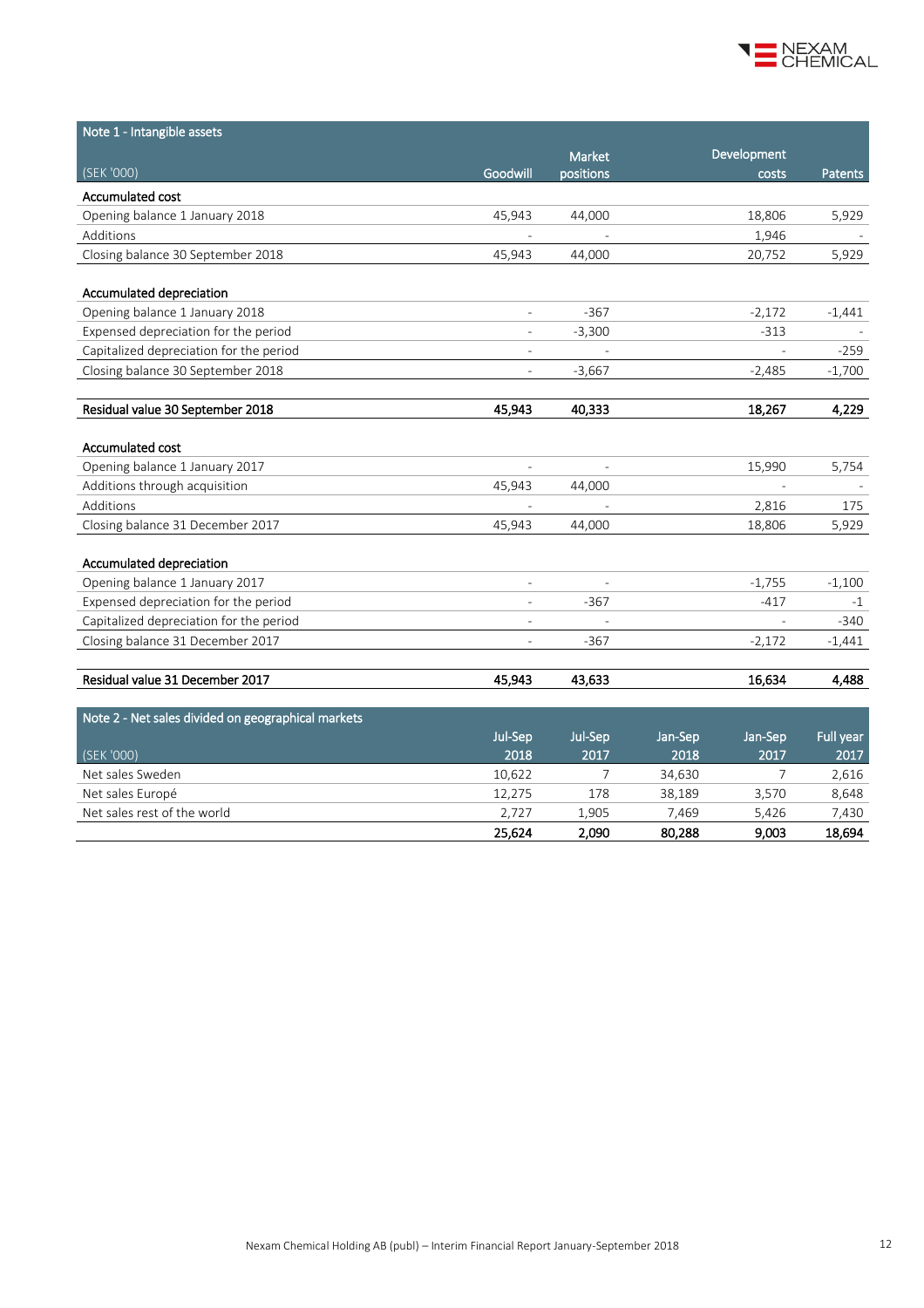## Note 1 - Intangible assets

| (SEK '000) | Goodwill | Market positions | Development costs | Patents |
|---|---|---|---|---|
| **Accumulated cost** | | | | |
| Opening balance 1 January 2018 | 45,943 | 44,000 | 18,806 | 5,929 |
| Additions | - | - | 1,946 | - |
| Closing balance 30 September 2018 | 45,943 | 44,000 | 20,752 | 5,929 |
| | | | | |
| **Accumulated depreciation** | | | | |
| Opening balance 1 January 2018 | - | -367 | -2,172 | -1,441 |
| Expensed depreciation for the period | - | -3,300 | -313 | - |
| Capitalized depreciation for the period | - | - | - | -259 |
| Closing balance 30 September 2018 | - | -3,667 | -2,485 | -1,700 |
| | | | | |
| **Residual value 30 September 2018** | **45,943** | **40,333** | **18,267** | **4,229** |
| | | | | |
| **Accumulated cost** | | | | |
| Opening balance 1 January 2017 | - | - | 15,990 | 5,754 |
| Additions through acquisition | 45,943 | 44,000 | - | - |
| Additions | - | - | 2,816 | 175 |
| Closing balance 31 December 2017 | 45,943 | 44,000 | 18,806 | 5,929 |
| | | | | |
| **Accumulated depreciation** | | | | |
| Opening balance 1 January 2017 | - | - | -1,755 | -1,100 |
| Expensed depreciation for the period | - | -367 | -417 | -1 |
| Capitalized depreciation for the period | - | - | - | -340 |
| Closing balance 31 December 2017 | - | -367 | -2,172 | -1,441 |
| | | | | |
| **Residual value 31 December 2017** | **45,943** | **43,633** | **16,634** | **4,488** |

## Note 2 - Net sales divided on geographical markets

| (SEK '000) | Jul-Sep 2018 | Jul-Sep 2017 | Jan-Sep 2018 | Jan-Sep 2017 | Full year 2017 |
|---|---|---|---|---|---|
| Net sales Sweden | 10,622 | 7 | 34,630 | 7 | 2,616 |
| Net sales Europé | 12,275 | 178 | 38,189 | 3,570 | 8,648 |
| Net sales rest of the world | 2,727 | 1,905 | 7,469 | 5,426 | 7,430 |
| | **25,624** | **2,090** | **80,288** | **9,003** | **18,694** |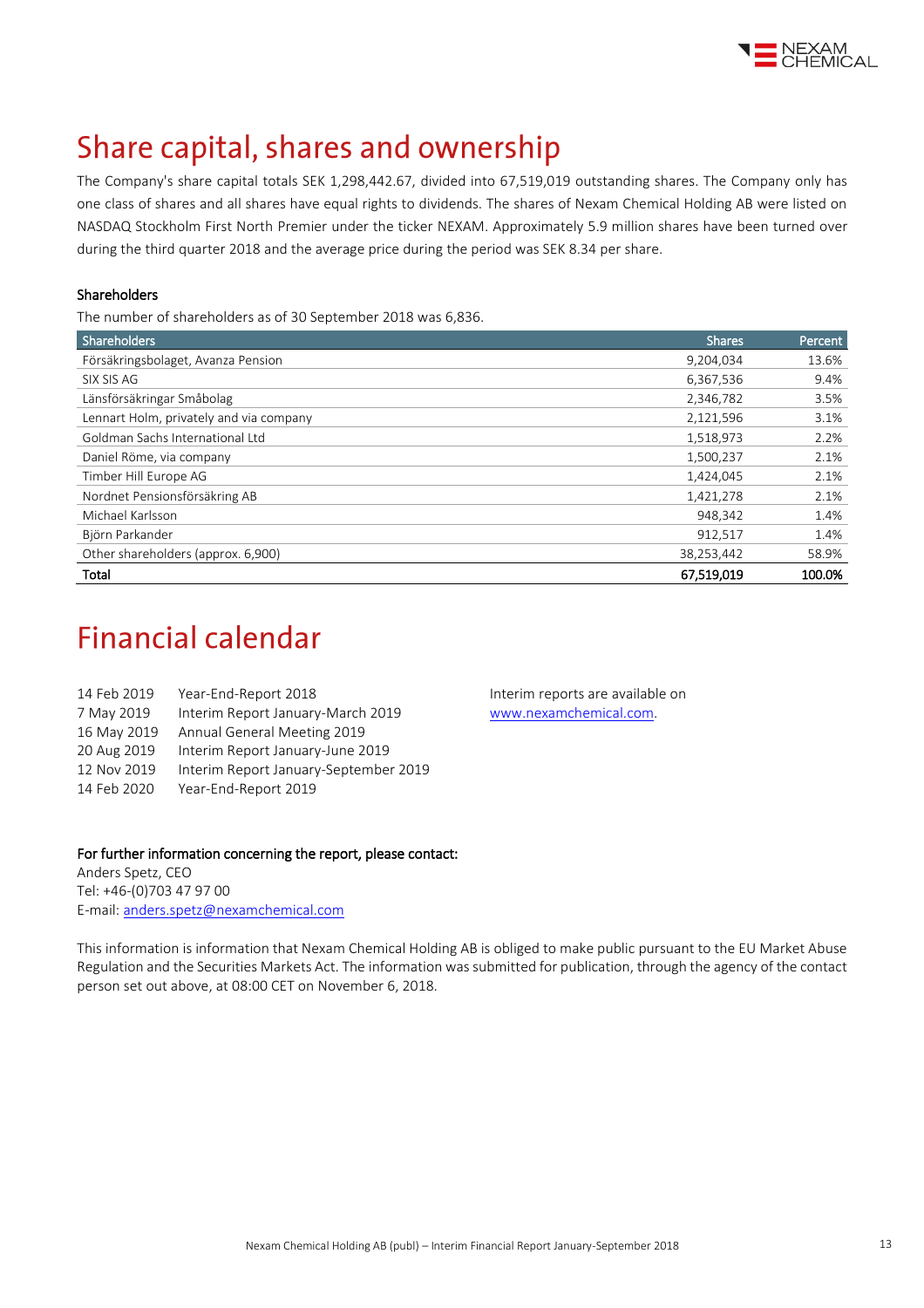// Share capital, shares and ownership

# Share capital, shares and ownership

The Company's share capital totals SEK 1,298,442.67, divided into 67,519,019 outstanding shares. The Company only has one class of shares and all shares have equal rights to dividends. The shares of Nexam Chemical Holding AB were listed on NASDAQ Stockholm First North Premier under the ticker NEXAM. Approximately 5.9 million shares have been turned over during the third quarter 2018 and the average price during the period was SEK 8.34 per share.

### Shareholders

The number of shareholders as of 30 September 2018 was 6,836.

| Shareholders | Shares | Percent |
|---|---|---|
| Försäkringsbolaget, Avanza Pension | 9,204,034 | 13.6% |
| SIX SIS AG | 6,367,536 | 9.4% |
| Länsförsäkringar Småbolag | 2,346,782 | 3.5% |
| Lennart Holm, privately and via company | 2,121,596 | 3.1% |
| Goldman Sachs International Ltd | 1,518,973 | 2.2% |
| Daniel Röme, via company | 1,500,237 | 2.1% |
| Timber Hill Europe AG | 1,424,045 | 2.1% |
| Nordnet Pensionsförsäkring AB | 1,421,278 | 2.1% |
| Michael Karlsson | 948,342 | 1.4% |
| Björn Parkander | 912,517 | 1.4% |
| Other shareholders (approx. 6,900) | 38,253,442 | 58.9% |
| **Total** | **67,519,019** | **100.0%** |

# Financial calendar

14 Feb 2019 Year-End-Report 2018
7 May 2019 Interim Report January-March 2019
16 May 2019 Annual General Meeting 2019
20 Aug 2019 Interim Report January-June 2019
12 Nov 2019 Interim Report January-September 2019
14 Feb 2020 Year-End-Report 2019

Interim reports are available on www.nexamchemical.com.

**For further information concerning the report, please contact:**
Anders Spetz, CEO
Tel: +46-(0)703 47 97 00
E-mail: anders.spetz@nexamchemical.com

This information is information that Nexam Chemical Holding AB is obliged to make public pursuant to the EU Market Abuse Regulation and the Securities Markets Act. The information was submitted for publication, through the agency of the contact person set out above, at 08:00 CET on November 6, 2018.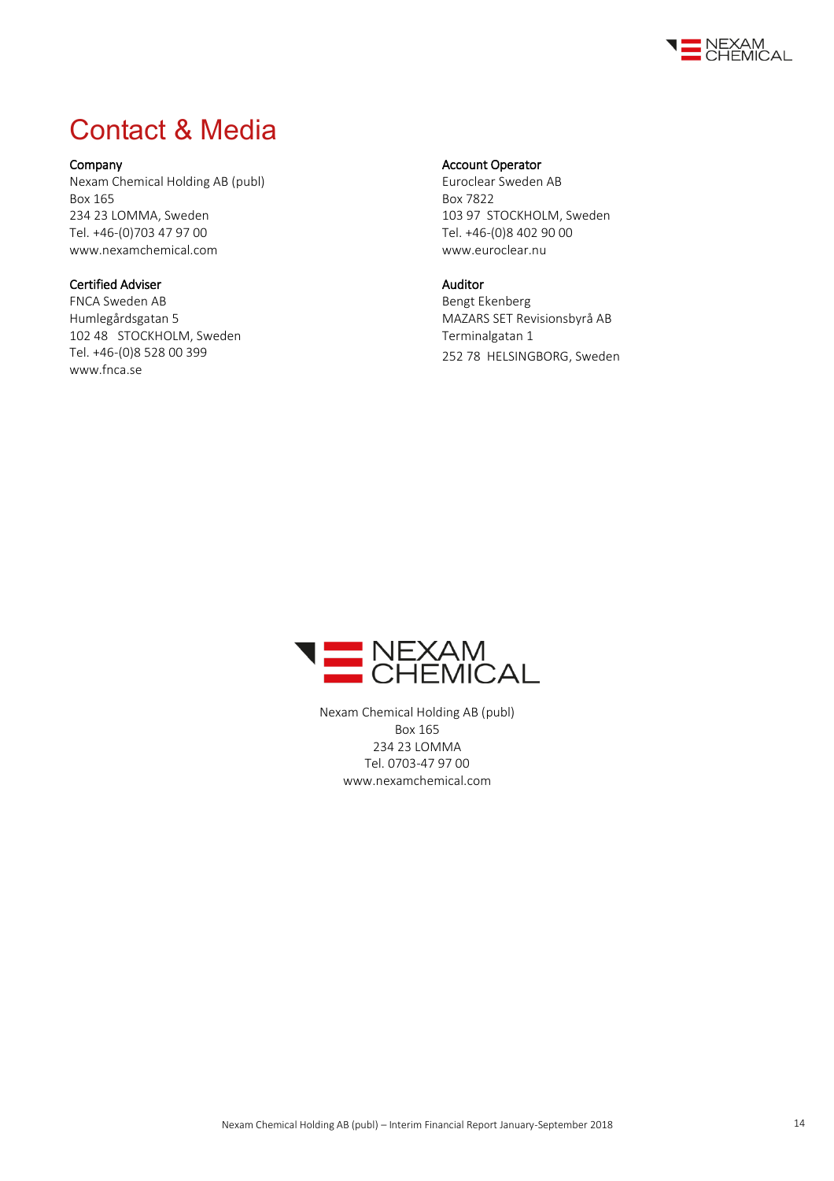# Contact & Media

**Company**
Nexam Chemical Holding AB (publ)
Box 165
234 23 LOMMA, Sweden
Tel. +46-(0)703 47 97 00
www.nexamchemical.com

**Certified Adviser**
FNCA Sweden AB
Humlegårdsgatan 5
102 48 STOCKHOLM, Sweden
Tel. +46-(0)8 528 00 399
www.fnca.se

**Account Operator**
Euroclear Sweden AB
Box 7822
103 97 STOCKHOLM, Sweden
Tel. +46-(0)8 402 90 00
www.euroclear.nu

**Auditor**
Bengt Ekenberg
MAZARS SET Revisionsbyrå AB
Terminalgatan 1
252 78 HELSINGBORG, Sweden

NEXAM CHEMICAL

Nexam Chemical Holding AB (publ)
Box 165
234 23 LOMMA
Tel. 0703-47 97 00
www.nexamchemical.com